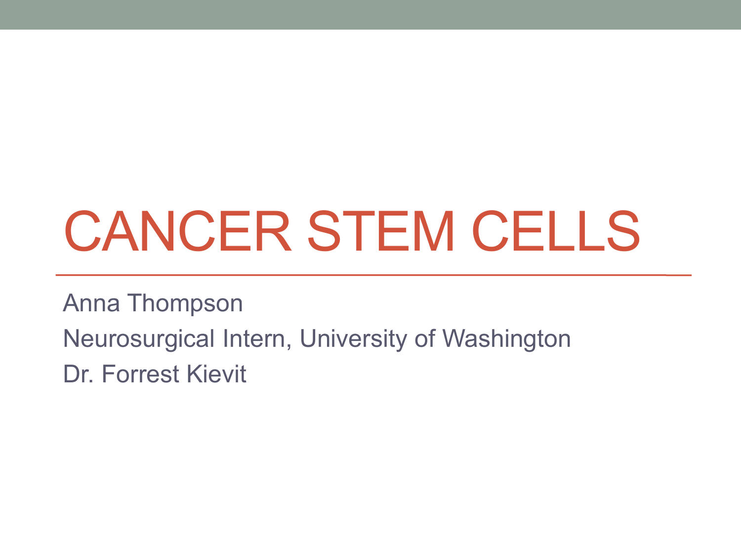# CANCER STEM CELLS

Anna Thompson

Neurosurgical Intern, University of Washington

Dr. Forrest Kievit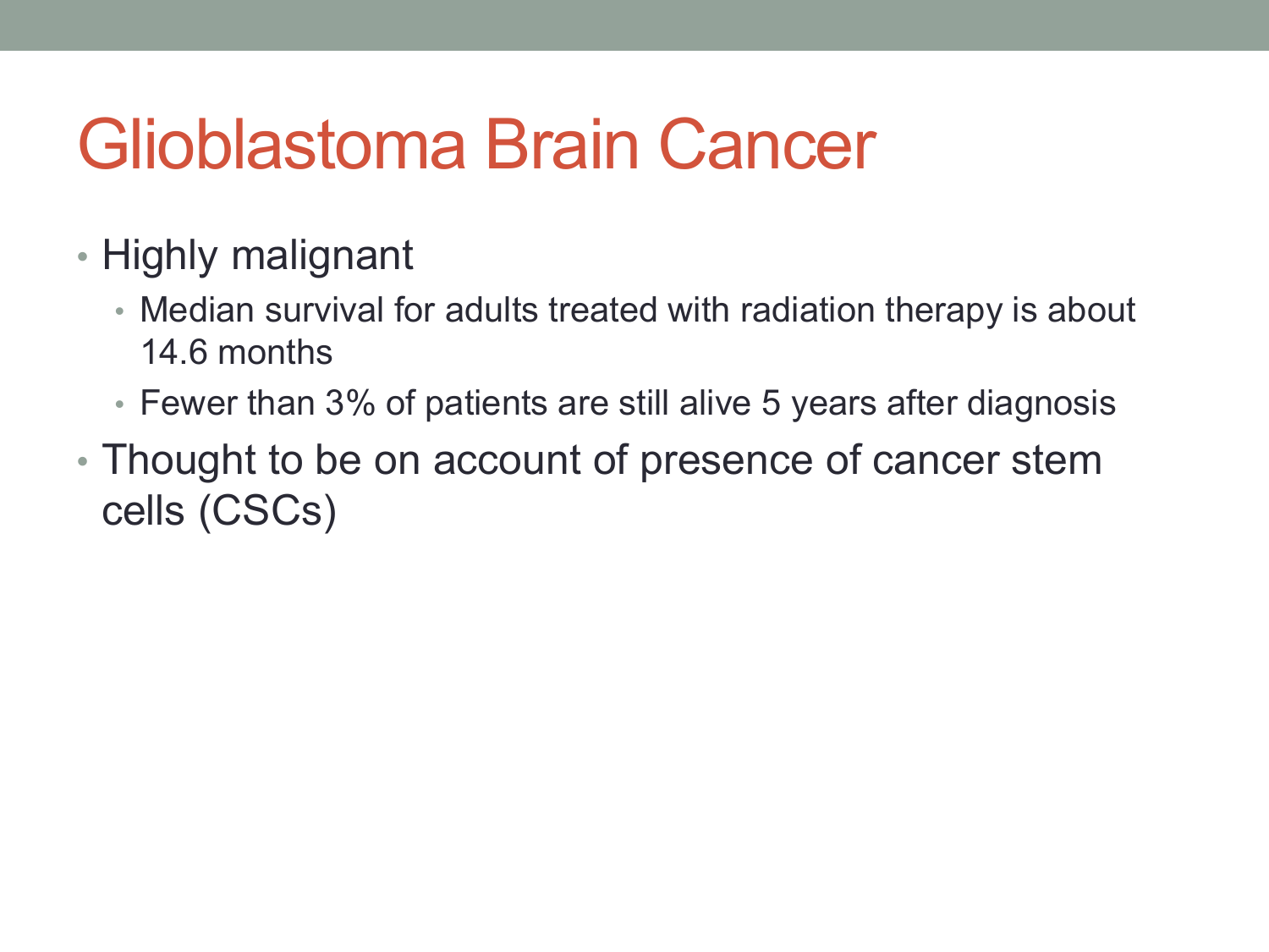# Glioblastoma Brain Cancer

- Highly malignant
  - Median survival for adults treated with radiation therapy is about 14.6 months
  - Fewer than 3% of patients are still alive 5 years after diagnosis
- Thought to be on account of presence of cancer stem cells (CSCs)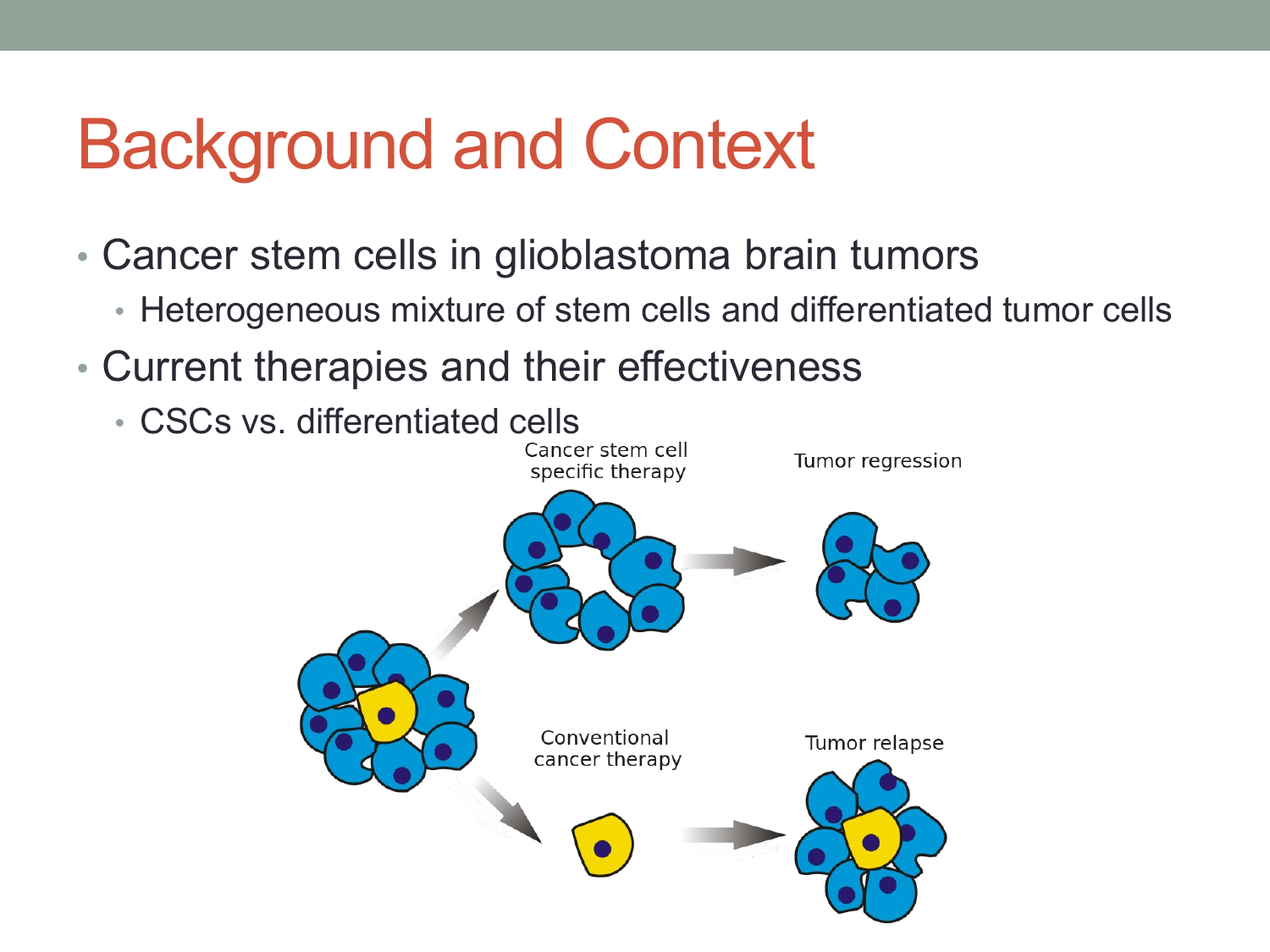# Background and Context

- Cancer stem cells in glioblastoma brain tumors
  - Heterogeneous mixture of stem cells and differentiated tumor cells
- Current therapies and their effectiveness
  - CSCs vs. differentiated cells

Cancer stem cell specific therapy

Tumor regression

Conventional cancer therapy

Tumor relapse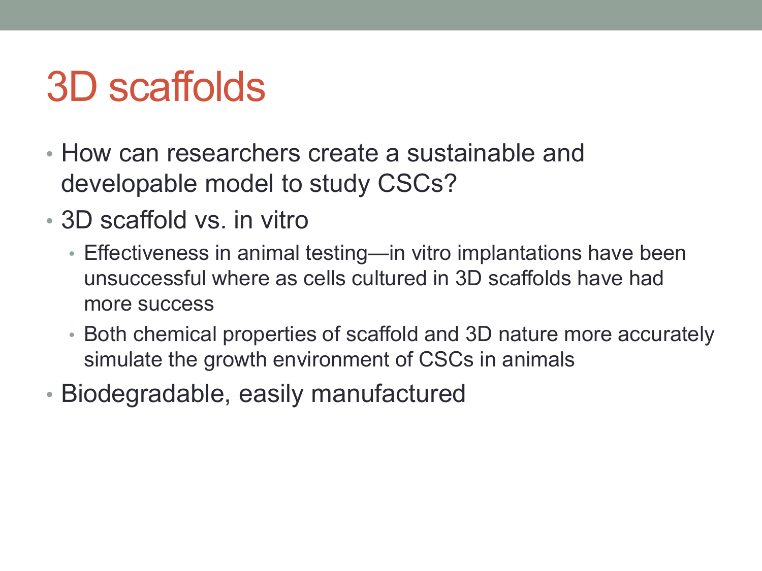# 3D scaffolds

- How can researchers create a sustainable and developable model to study CSCs?
- 3D scaffold vs. in vitro
  - Effectiveness in animal testing—in vitro implantations have been unsuccessful where as cells cultured in 3D scaffolds have had more success
  - Both chemical properties of scaffold and 3D nature more accurately simulate the growth environment of CSCs in animals
- Biodegradable, easily manufactured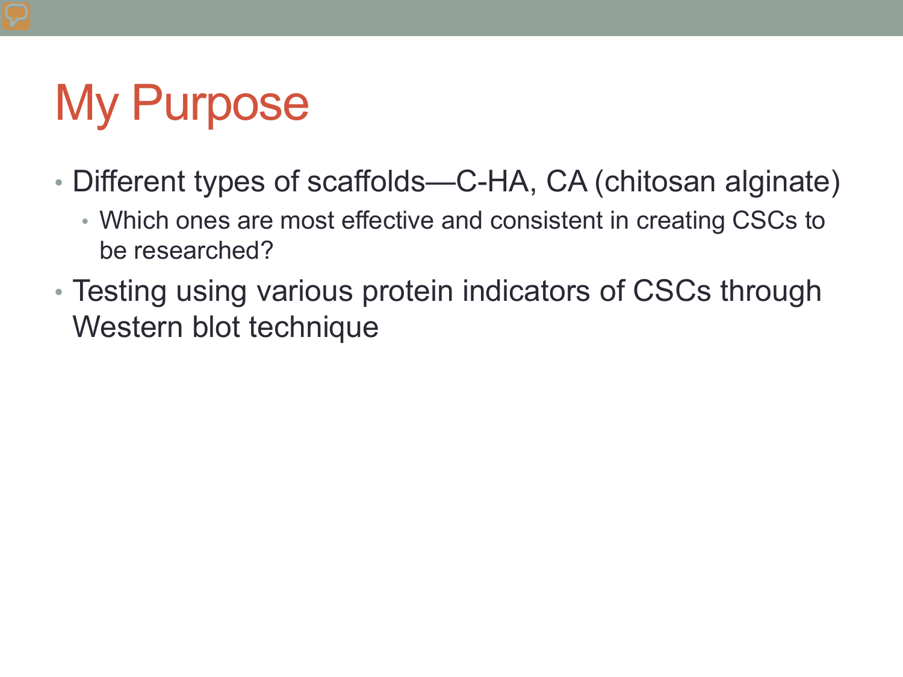# My Purpose

- Different types of scaffolds—C-HA, CA (chitosan alginate)
  - Which ones are most effective and consistent in creating CSCs to be researched?
- Testing using various protein indicators of CSCs through Western blot technique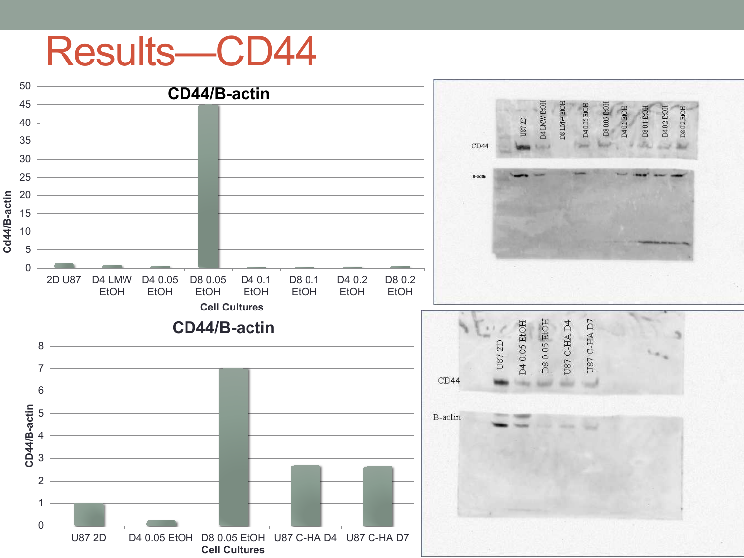# Results—CD44

**CD44/B-actin**

| Cell Cultures | Cd44/B-actin |
|---|---|
| 2D U87 | ~1 |
| D4 LMW EtOH | ~0.5 |
| D4 0.05 EtOH | ~0.5 |
| D8 0.05 EtOH | ~45 |
| D4 0.1 EtOH | ~0 |
| D8 0.1 EtOH | ~0 |
| D4 0.2 EtOH | ~0.2 |
| D8 0.2 EtOH | ~0.3 |

Western blot lanes: U87 2D, D4 LMW EtOH, D8 LMW EtOH, D4 0.05 EtOH, D8 0.05 EtOH, D4 0.1 EtOH, D8 0.1 EtOH, D4 0.2 EtOH, D8 0.2 EtOH. Bands: CD44, B-actin.

**CD44/B-actin**

| Cell Cultures | CD44/B-actin |
|---|---|
| U87 2D | ~1 |
| D4 0.05 EtOH | ~0.2 |
| D8 0.05 EtOH | ~7 |
| U87 C-HA D4 | ~2.7 |
| U87 C-HA D7 | ~2.6 |

Western blot lanes: U87 2D, D4 0.05 EtOH, D8 0.05 EtOH, U87 C-HA D4, U87 C-HA D7. Bands: CD44, B-actin.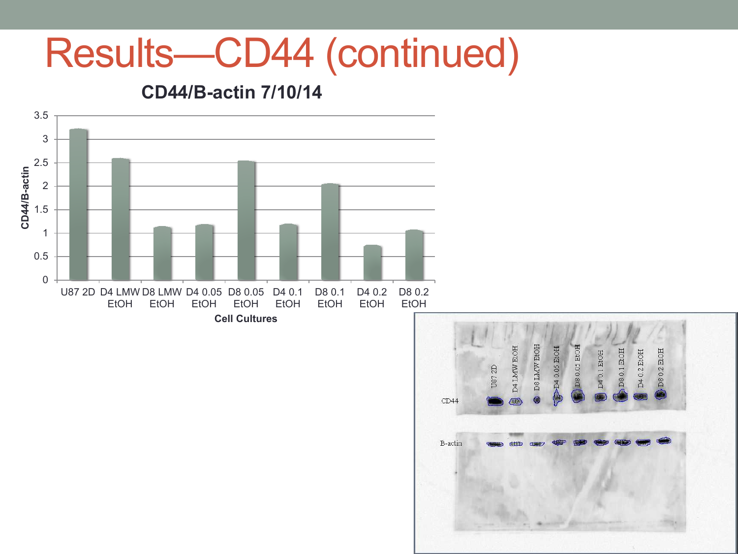# Results—CD44 (continued)

**CD44/B-actin 7/10/14**

| Cell Cultures | CD44/B-actin |
|---|---|
| U87 2D | 3.2 |
| D4 LMW EtOH | 2.6 |
| D8 LMW EtOH | 1.1 |
| D4 0.05 EtOH | 1.2 |
| D8 0.05 EtOH | 2.5 |
| D4 0.1 EtOH | 1.2 |
| D8 0.1 EtOH | 2.0 |
| D4 0.2 EtOH | 0.7 |
| D8 0.2 EtOH | 1.1 |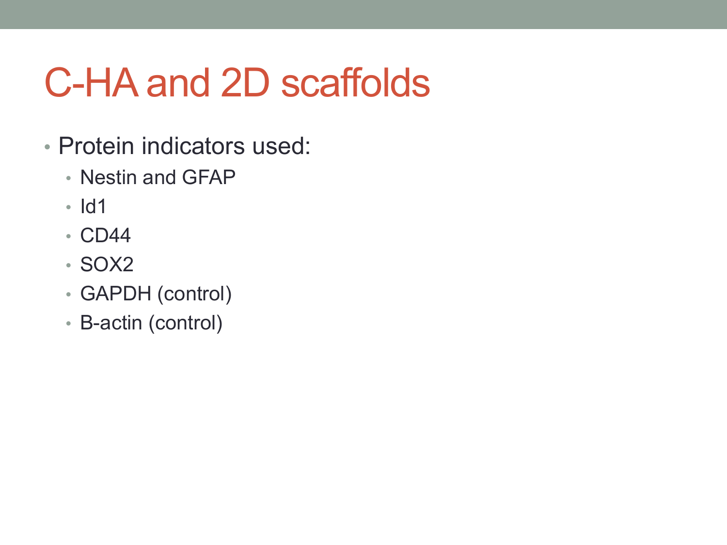# C-HA and 2D scaffolds

- Protein indicators used:
  - Nestin and GFAP
  - Id1
  - CD44
  - SOX2
  - GAPDH (control)
  - B-actin (control)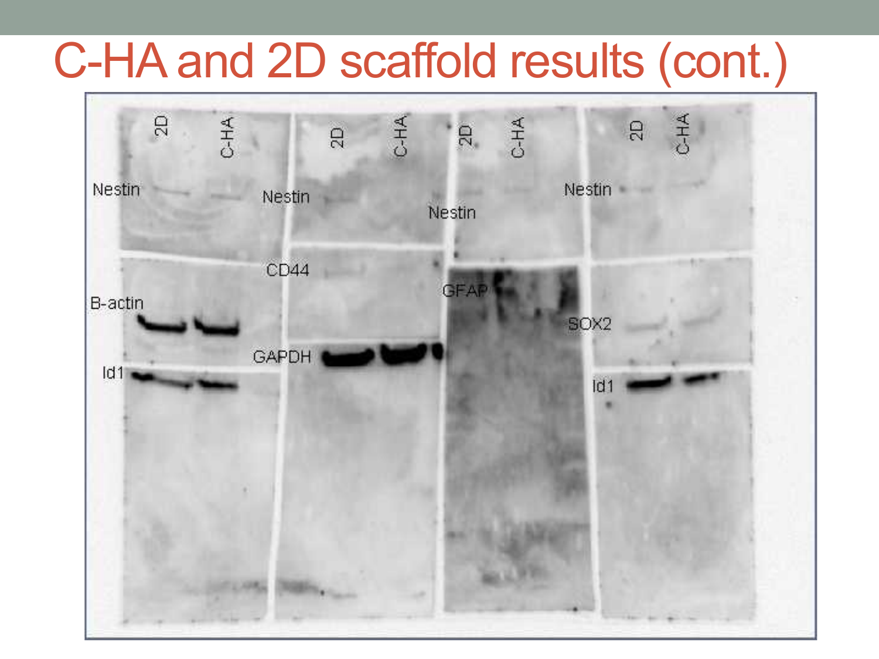# C-HA and 2D scaffold results (cont.)

2D C-HA 2D C-HA 2D C-HA 2D C-HA

Nestin Nestin Nestin Nestin

CD44

B-actin GFAP SOX2

GAPDH

Id1 Id1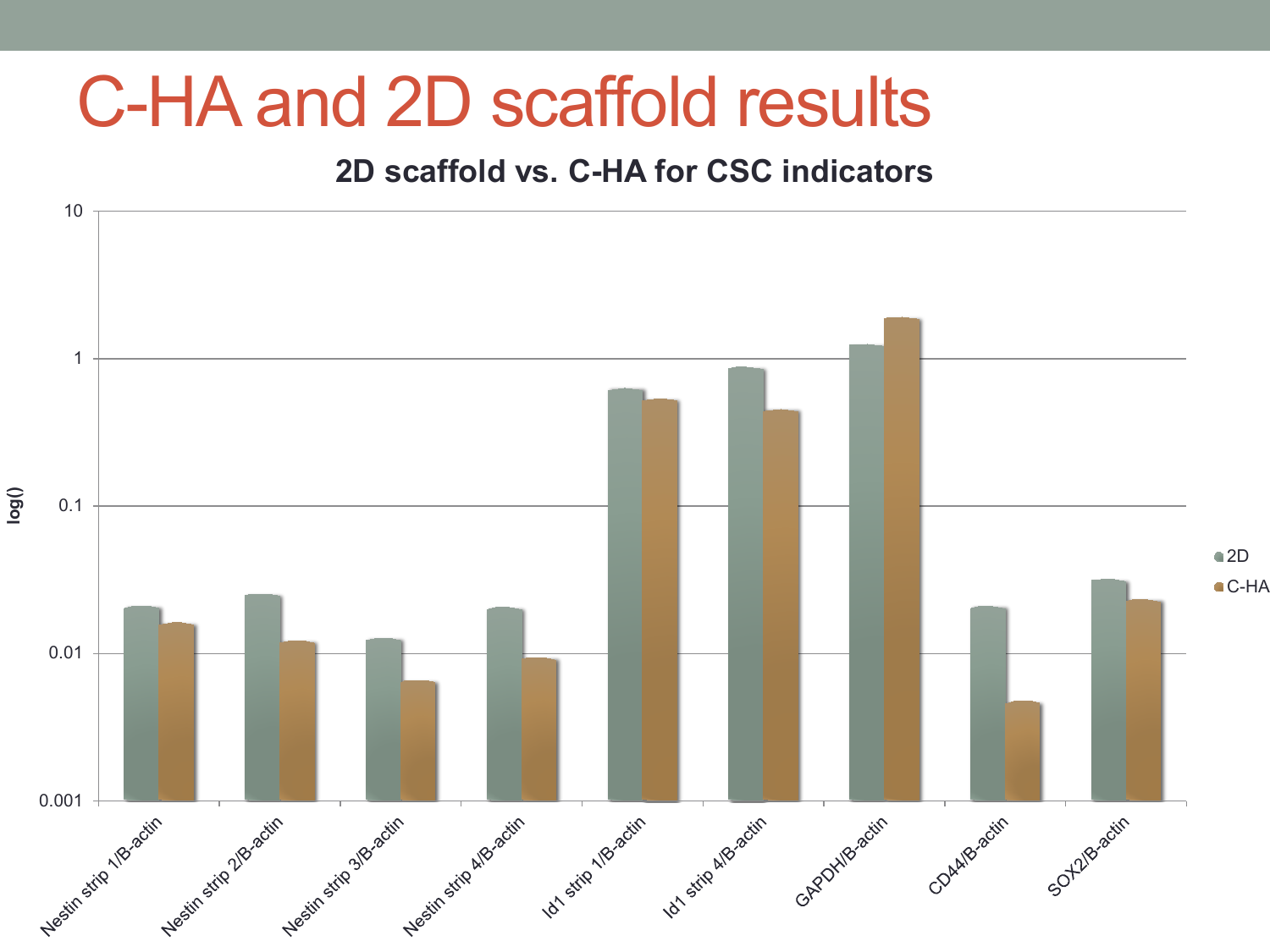# C-HA and 2D scaffold results

**2D scaffold vs. C-HA for CSC indicators**

log()

10
1
0.1
0.01
0.001

Nestin strip 1/B-actin
Nestin strip 2/B-actin
Nestin strip 3/B-actin
Nestin strip 4/B-actin
Id1 strip 1/B-actin
Id1 strip 4/B-actin
GAPDH/B-actin
CD44/B-actin
SOX2/B-actin

2D
C-HA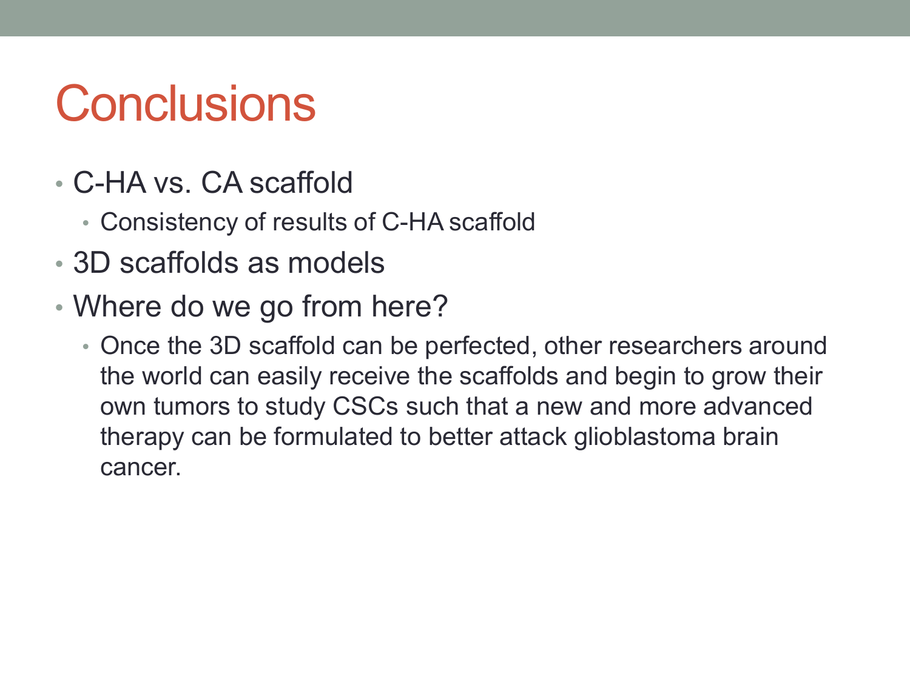# Conclusions

- C-HA vs. CA scaffold
  - Consistency of results of C-HA scaffold
- 3D scaffolds as models
- Where do we go from here?
  - Once the 3D scaffold can be perfected, other researchers around the world can easily receive the scaffolds and begin to grow their own tumors to study CSCs such that a new and more advanced therapy can be formulated to better attack glioblastoma brain cancer.